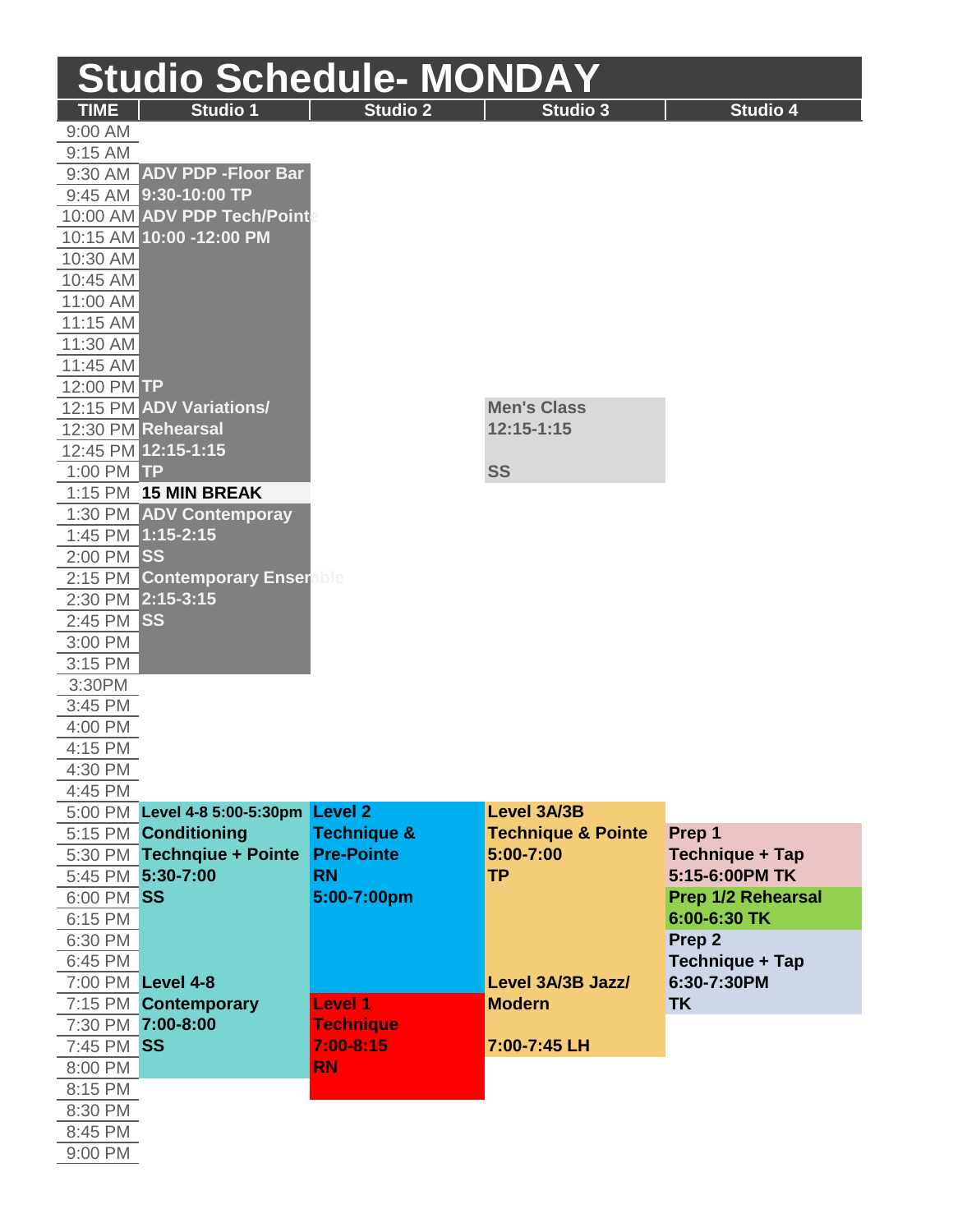# Studio Schedule- MONDAY

| TIME | Studio 1 | Studio 2 | Studio 3 | Studio 4 |
|---|---|---|---|---|
| 9:00 AM | | | | |
| 9:15 AM | | | | |
| 9:30 AM | ADV PDP -Floor Bar | | | |
| 9:45 AM | 9:30-10:00 TP | | | |
| 10:00 AM | ADV PDP Tech/Pointe | | | |
| 10:15 AM | 10:00 -12:00 PM | | | |
| 10:30 AM | | | | |
| 10:45 AM | | | | |
| 11:00 AM | | | | |
| 11:15 AM | | | | |
| 11:30 AM | | | | |
| 11:45 AM | | | | |
| 12:00 PM | TP | | | |
| 12:15 PM | ADV Variations/ | | Men's Class | |
| 12:30 PM | Rehearsal | | 12:15-1:15 | |
| 12:45 PM | 12:15-1:15 | | | |
| 1:00 PM | TP | | SS | |
| 1:15 PM | 15 MIN BREAK | | | |
| 1:30 PM | ADV Contemporay | | | |
| 1:45 PM | 1:15-2:15 | | | |
| 2:00 PM | SS | | | |
| 2:15 PM | Contemporary Ensemble | | | |
| 2:30 PM | 2:15-3:15 | | | |
| 2:45 PM | SS | | | |
| 3:00 PM | | | | |
| 3:15 PM | | | | |
| 3:30PM | | | | |
| 3:45 PM | | | | |
| 4:00 PM | | | | |
| 4:15 PM | | | | |
| 4:30 PM | | | | |
| 4:45 PM | | | | |
| 5:00 PM | Level 4-8 5:00-5:30pm | Level 2 | Level 3A/3B | |
| 5:15 PM | Conditioning | Technique & | Technique & Pointe | Prep 1 |
| 5:30 PM | Technqiue + Pointe | Pre-Pointe | 5:00-7:00 | Technique + Tap |
| 5:45 PM | 5:30-7:00 | RN | TP | 5:15-6:00PM TK |
| 6:00 PM | SS | 5:00-7:00pm | | Prep 1/2 Rehearsal |
| 6:15 PM | | | | 6:00-6:30 TK |
| 6:30 PM | | | | Prep 2 |
| 6:45 PM | | | | Technique + Tap |
| 7:00 PM | Level 4-8 | | Level 3A/3B Jazz/ | 6:30-7:30PM |
| 7:15 PM | Contemporary | Level 1 | Modern | TK |
| 7:30 PM | 7:00-8:00 | Technique | | |
| 7:45 PM | SS | 7:00-8:15 | 7:00-7:45 LH | |
| 8:00 PM | | RN | | |
| 8:15 PM | | | | |
| 8:30 PM | | | | |
| 8:45 PM | | | | |
| 9:00 PM | | | | |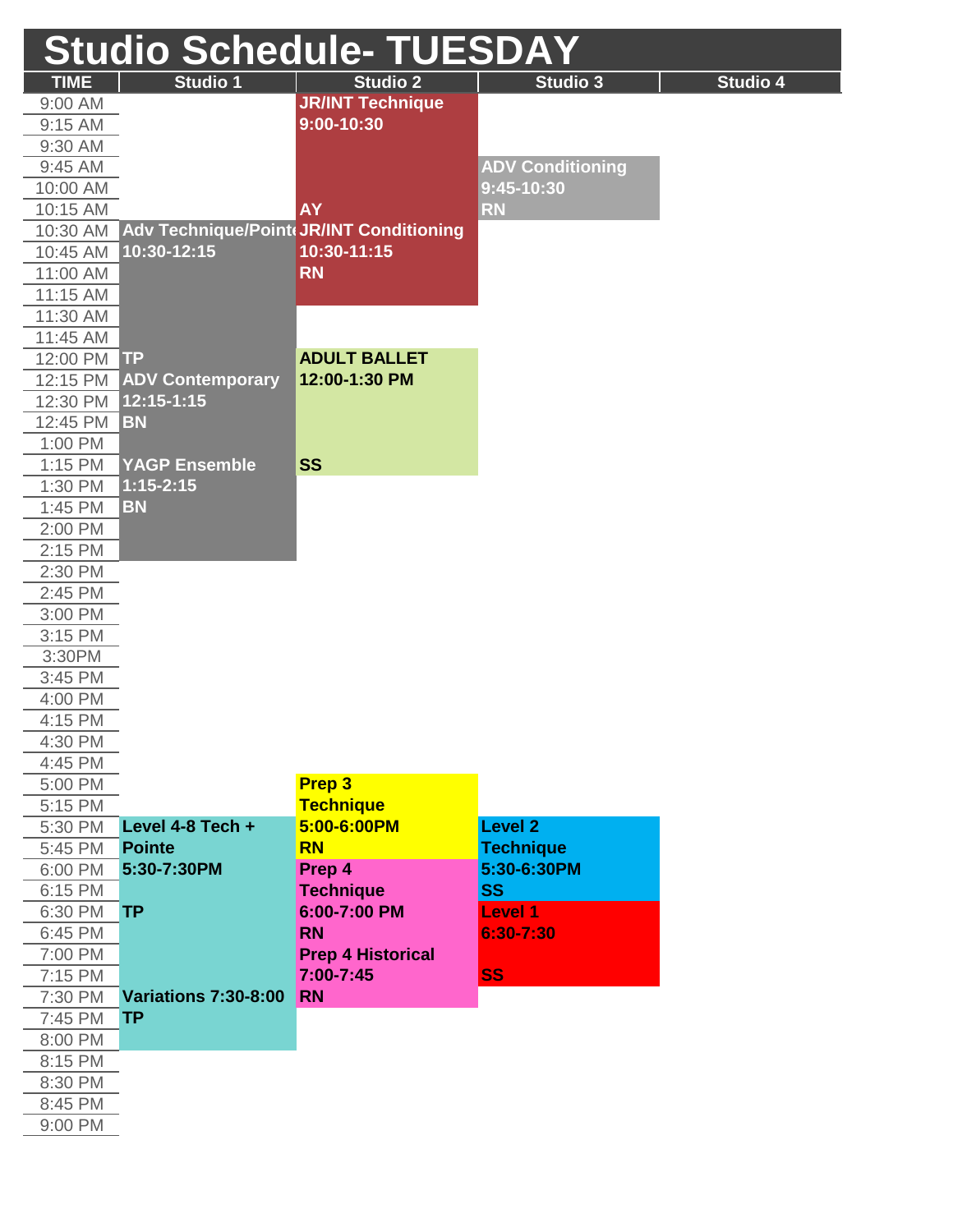# Studio Schedule- TUESDAY

| TIME | Studio 1 | Studio 2 | Studio 3 | Studio 4 |
|---|---|---|---|---|
| 9:00 AM | | JR/INT Technique | | |
| 9:15 AM | | 9:00-10:30 | | |
| 9:30 AM | | | | |
| 9:45 AM | | | ADV Conditioning | |
| 10:00 AM | | | 9:45-10:30 | |
| 10:15 AM | | AY | RN | |
| 10:30 AM | Adv Technique/Pointe | JR/INT Conditioning | | |
| 10:45 AM | 10:30-12:15 | 10:30-11:15 | | |
| 11:00 AM | | RN | | |
| 11:15 AM | | | | |
| 11:30 AM | | | | |
| 11:45 AM | | | | |
| 12:00 PM | TP | ADULT BALLET | | |
| 12:15 PM | ADV Contemporary | 12:00-1:30 PM | | |
| 12:30 PM | 12:15-1:15 | | | |
| 12:45 PM | BN | | | |
| 1:00 PM | | | | |
| 1:15 PM | YAGP Ensemble | SS | | |
| 1:30 PM | 1:15-2:15 | | | |
| 1:45 PM | BN | | | |
| 2:00 PM | | | | |
| 2:15 PM | | | | |
| 2:30 PM | | | | |
| 2:45 PM | | | | |
| 3:00 PM | | | | |
| 3:15 PM | | | | |
| 3:30PM | | | | |
| 3:45 PM | | | | |
| 4:00 PM | | | | |
| 4:15 PM | | | | |
| 4:30 PM | | | | |
| 4:45 PM | | | | |
| 5:00 PM | | Prep 3 | | |
| 5:15 PM | | Technique | | |
| 5:30 PM | Level 4-8 Tech + | 5:00-6:00PM | Level 2 | |
| 5:45 PM | Pointe | RN | Technique | |
| 6:00 PM | 5:30-7:30PM | Prep 4 | 5:30-6:30PM | |
| 6:15 PM | | Technique | SS | |
| 6:30 PM | TP | 6:00-7:00 PM | Level 1 | |
| 6:45 PM | | RN | 6:30-7:30 | |
| 7:00 PM | | Prep 4 Historical | | |
| 7:15 PM | | 7:00-7:45 | SS | |
| 7:30 PM | Variations 7:30-8:00 | RN | | |
| 7:45 PM | TP | | | |
| 8:00 PM | | | | |
| 8:15 PM | | | | |
| 8:30 PM | | | | |
| 8:45 PM | | | | |
| 9:00 PM | | | | |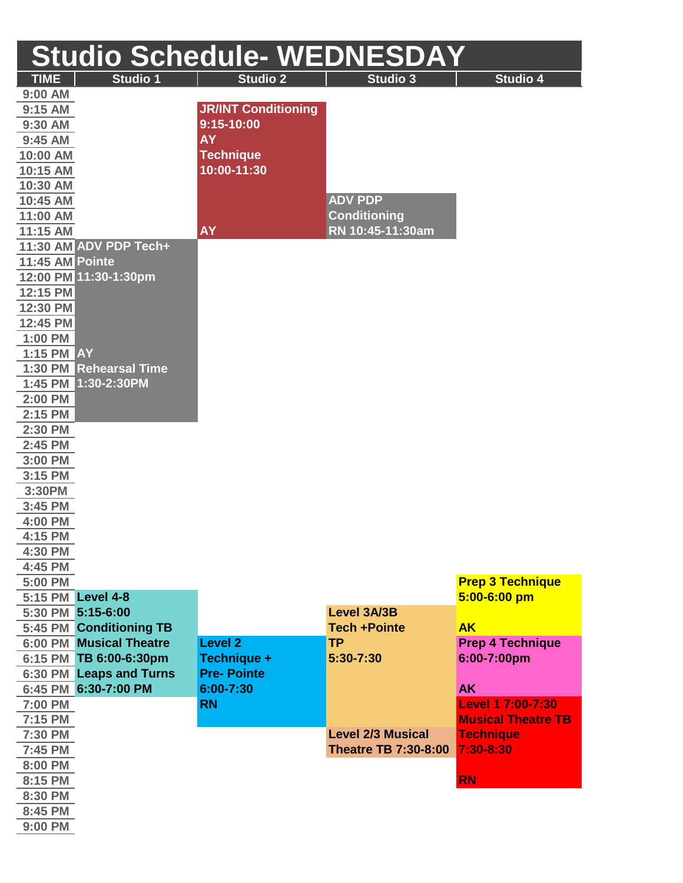# Studio Schedule- WEDNESDAY

| TIME | Studio 1 | Studio 2 | Studio 3 | Studio 4 |
|---|---|---|---|---|
| 9:00 AM | | | | |
| 9:15 AM | | JR/INT Conditioning | | |
| 9:30 AM | | 9:15-10:00 | | |
| 9:45 AM | | AY | | |
| 10:00 AM | | Technique | | |
| 10:15 AM | | 10:00-11:30 | | |
| 10:30 AM | | | | |
| 10:45 AM | | | ADV PDP | |
| 11:00 AM | | | Conditioning | |
| 11:15 AM | | AY | RN 10:45-11:30am | |
| 11:30 AM | ADV PDP Tech+ | | | |
| 11:45 AM | Pointe | | | |
| 12:00 PM | 11:30-1:30pm | | | |
| 12:15 PM | | | | |
| 12:30 PM | | | | |
| 12:45 PM | | | | |
| 1:00 PM | | | | |
| 1:15 PM | AY | | | |
| 1:30 PM | Rehearsal Time | | | |
| 1:45 PM | 1:30-2:30PM | | | |
| 2:00 PM | | | | |
| 2:15 PM | | | | |
| 2:30 PM | | | | |
| 2:45 PM | | | | |
| 3:00 PM | | | | |
| 3:15 PM | | | | |
| 3:30PM | | | | |
| 3:45 PM | | | | |
| 4:00 PM | | | | |
| 4:15 PM | | | | |
| 4:30 PM | | | | |
| 4:45 PM | | | | |
| 5:00 PM | | | | Prep 3 Technique |
| 5:15 PM | Level 4-8 | | | 5:00-6:00 pm |
| 5:30 PM | 5:15-6:00 | | Level 3A/3B | |
| 5:45 PM | Conditioning TB | | Tech +Pointe | AK |
| 6:00 PM | Musical Theatre | Level 2 | TP | Prep 4 Technique |
| 6:15 PM | TB 6:00-6:30pm | Technique + | 5:30-7:30 | 6:00-7:00pm |
| 6:30 PM | Leaps and Turns | Pre- Pointe | | |
| 6:45 PM | 6:30-7:00 PM | 6:00-7:30 | | AK |
| 7:00 PM | | RN | | Level 1 7:00-7:30 |
| 7:15 PM | | | | Musical Theatre TB |
| 7:30 PM | | | Level 2/3 Musical | Technique |
| 7:45 PM | | | Theatre TB 7:30-8:00 | 7:30-8:30 |
| 8:00 PM | | | | |
| 8:15 PM | | | | RN |
| 8:30 PM | | | | |
| 8:45 PM | | | | |
| 9:00 PM | | | | |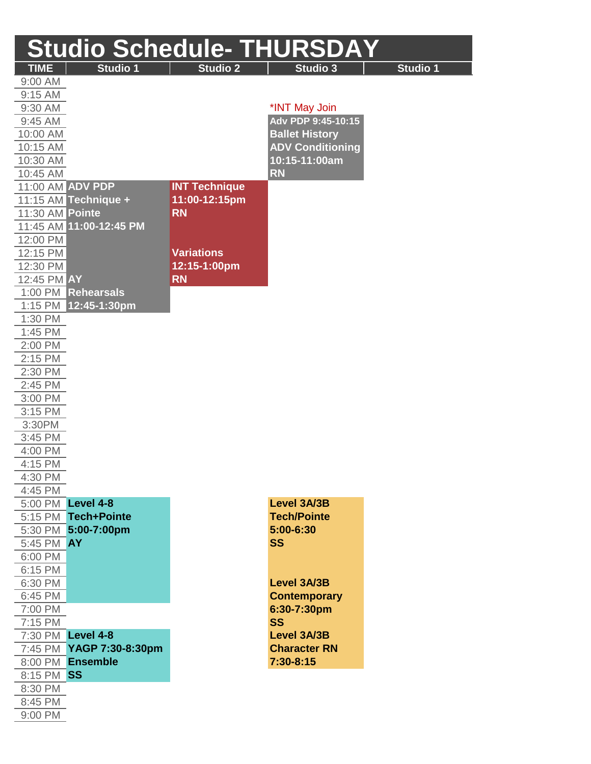# Studio Schedule- THURSDAY

| TIME | Studio 1 | Studio 2 | Studio 3 | Studio 1 |
| --- | --- | --- | --- | --- |
| 9:00 AM | | | | |
| 9:15 AM | | | | |
| 9:30 AM | | | *INT May Join | |
| 9:45 AM | | | Adv PDP 9:45-10:15 | |
| 10:00 AM | | | Ballet History | |
| 10:15 AM | | | ADV Conditioning | |
| 10:30 AM | | | 10:15-11:00am | |
| 10:45 AM | | | RN | |
| 11:00 AM | ADV PDP | INT Technique | | |
| 11:15 AM | Technique + | 11:00-12:15pm | | |
| 11:30 AM | Pointe | RN | | |
| 11:45 AM | 11:00-12:45 PM | | | |
| 12:00 PM | | | | |
| 12:15 PM | | Variations | | |
| 12:30 PM | | 12:15-1:00pm | | |
| 12:45 PM | AY | RN | | |
| 1:00 PM | Rehearsals | | | |
| 1:15 PM | 12:45-1:30pm | | | |
| 1:30 PM | | | | |
| 1:45 PM | | | | |
| 2:00 PM | | | | |
| 2:15 PM | | | | |
| 2:30 PM | | | | |
| 2:45 PM | | | | |
| 3:00 PM | | | | |
| 3:15 PM | | | | |
| 3:30PM | | | | |
| 3:45 PM | | | | |
| 4:00 PM | | | | |
| 4:15 PM | | | | |
| 4:30 PM | | | | |
| 4:45 PM | | | | |
| 5:00 PM | Level 4-8 | | Level 3A/3B | |
| 5:15 PM | Tech+Pointe | | Tech/Pointe | |
| 5:30 PM | 5:00-7:00pm | | 5:00-6:30 | |
| 5:45 PM | AY | | SS | |
| 6:00 PM | | | | |
| 6:15 PM | | | | |
| 6:30 PM | | | Level 3A/3B | |
| 6:45 PM | | | Contemporary | |
| 7:00 PM | | | 6:30-7:30pm | |
| 7:15 PM | | | SS | |
| 7:30 PM | Level 4-8 | | Level 3A/3B | |
| 7:45 PM | YAGP 7:30-8:30pm | | Character RN | |
| 8:00 PM | Ensemble | | 7:30-8:15 | |
| 8:15 PM | SS | | | |
| 8:30 PM | | | | |
| 8:45 PM | | | | |
| 9:00 PM | | | | |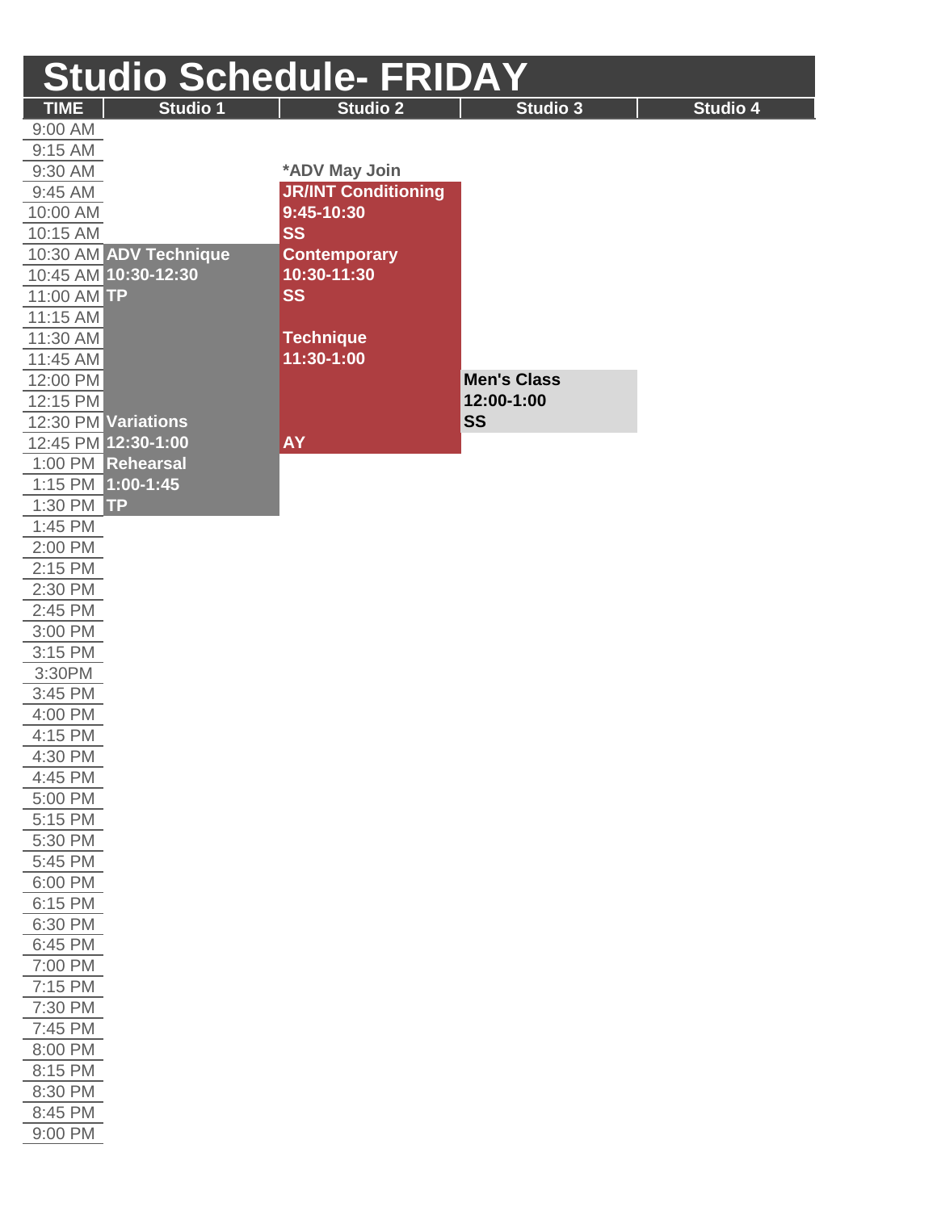# Studio Schedule- FRIDAY

| TIME | Studio 1 | Studio 2 | Studio 3 | Studio 4 |
|---|---|---|---|---|
| 9:00 AM | | | | |
| 9:15 AM | | | | |
| 9:30 AM | | *ADV May Join | | |
| 9:45 AM | | JR/INT Conditioning | | |
| 10:00 AM | | 9:45-10:30 | | |
| 10:15 AM | | SS | | |
| 10:30 AM | ADV Technique | Contemporary | | |
| 10:45 AM | 10:30-12:30 | 10:30-11:30 | | |
| 11:00 AM | TP | SS | | |
| 11:15 AM | | | | |
| 11:30 AM | | Technique | | |
| 11:45 AM | | 11:30-1:00 | | |
| 12:00 PM | | | Men's Class | |
| 12:15 PM | | | 12:00-1:00 | |
| 12:30 PM | Variations | | SS | |
| 12:45 PM | 12:30-1:00 | AY | | |
| 1:00 PM | Rehearsal | | | |
| 1:15 PM | 1:00-1:45 | | | |
| 1:30 PM | TP | | | |
| 1:45 PM | | | | |
| 2:00 PM | | | | |
| 2:15 PM | | | | |
| 2:30 PM | | | | |
| 2:45 PM | | | | |
| 3:00 PM | | | | |
| 3:15 PM | | | | |
| 3:30PM | | | | |
| 3:45 PM | | | | |
| 4:00 PM | | | | |
| 4:15 PM | | | | |
| 4:30 PM | | | | |
| 4:45 PM | | | | |
| 5:00 PM | | | | |
| 5:15 PM | | | | |
| 5:30 PM | | | | |
| 5:45 PM | | | | |
| 6:00 PM | | | | |
| 6:15 PM | | | | |
| 6:30 PM | | | | |
| 6:45 PM | | | | |
| 7:00 PM | | | | |
| 7:15 PM | | | | |
| 7:30 PM | | | | |
| 7:45 PM | | | | |
| 8:00 PM | | | | |
| 8:15 PM | | | | |
| 8:30 PM | | | | |
| 8:45 PM | | | | |
| 9:00 PM | | | | |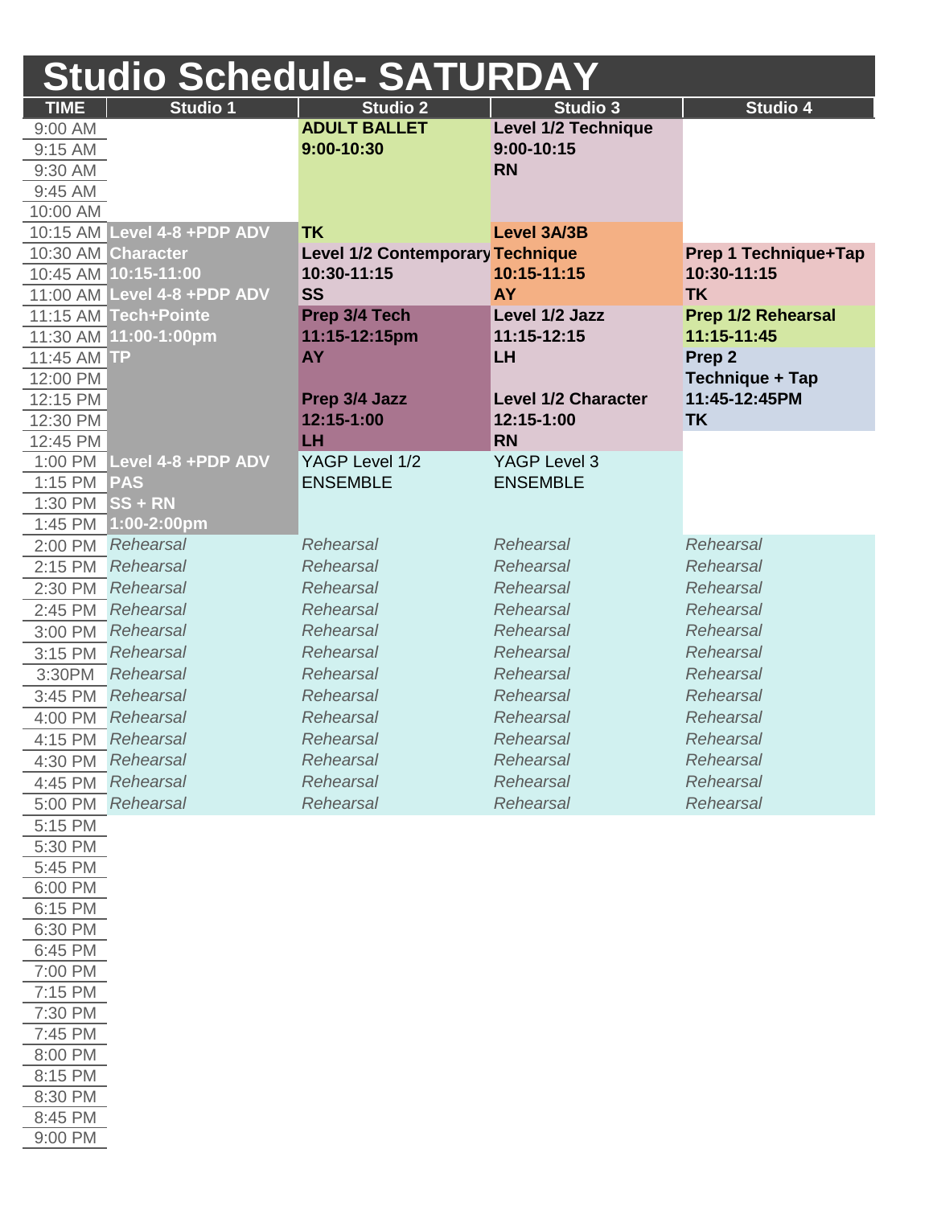# Studio Schedule- SATURDAY

| TIME | Studio 1 | Studio 2 | Studio 3 | Studio 4 |
|---|---|---|---|---|
| 9:00 AM | | **ADULT BALLET** | **Level 1/2 Technique** | |
| 9:15 AM | | **9:00-10:30** | **9:00-10:15** | |
| 9:30 AM | | | **RN** | |
| 9:45 AM | | | | |
| 10:00 AM | | | | |
| 10:15 AM | **Level 4-8 +PDP ADV** | **TK** | **Level 3A/3B** | |
| 10:30 AM | **Character** | **Level 1/2 Contemporary** | **Technique** | **Prep 1 Technique+Tap** |
| 10:45 AM | **10:15-11:00** | **10:30-11:15** | **10:15-11:15** | **10:30-11:15** |
| 11:00 AM | **Level 4-8 +PDP ADV** | **SS** | **AY** | **TK** |
| 11:15 AM | **Tech+Pointe** | **Prep 3/4 Tech** | **Level 1/2 Jazz** | **Prep 1/2 Rehearsal** |
| 11:30 AM | **11:00-1:00pm** | **11:15-12:15pm** | **11:15-12:15** | **11:15-11:45** |
| 11:45 AM | **TP** | **AY** | **LH** | **Prep 2** |
| 12:00 PM | | | | **Technique + Tap** |
| 12:15 PM | | **Prep 3/4 Jazz** | **Level 1/2 Character** | **11:45-12:45PM** |
| 12:30 PM | | **12:15-1:00** | **12:15-1:00** | **TK** |
| 12:45 PM | | **LH** | **RN** | |
| 1:00 PM | **Level 4-8 +PDP ADV** | YAGP Level 1/2 | YAGP Level 3 | |
| 1:15 PM | **PAS** | ENSEMBLE | ENSEMBLE | |
| 1:30 PM | **SS + RN** | | | |
| 1:45 PM | **1:00-2:00pm** | | | |
| 2:00 PM | *Rehearsal* | *Rehearsal* | *Rehearsal* | *Rehearsal* |
| 2:15 PM | *Rehearsal* | *Rehearsal* | *Rehearsal* | *Rehearsal* |
| 2:30 PM | *Rehearsal* | *Rehearsal* | *Rehearsal* | *Rehearsal* |
| 2:45 PM | *Rehearsal* | *Rehearsal* | *Rehearsal* | *Rehearsal* |
| 3:00 PM | *Rehearsal* | *Rehearsal* | *Rehearsal* | *Rehearsal* |
| 3:15 PM | *Rehearsal* | *Rehearsal* | *Rehearsal* | *Rehearsal* |
| 3:30PM | *Rehearsal* | *Rehearsal* | *Rehearsal* | *Rehearsal* |
| 3:45 PM | *Rehearsal* | *Rehearsal* | *Rehearsal* | *Rehearsal* |
| 4:00 PM | *Rehearsal* | *Rehearsal* | *Rehearsal* | *Rehearsal* |
| 4:15 PM | *Rehearsal* | *Rehearsal* | *Rehearsal* | *Rehearsal* |
| 4:30 PM | *Rehearsal* | *Rehearsal* | *Rehearsal* | *Rehearsal* |
| 4:45 PM | *Rehearsal* | *Rehearsal* | *Rehearsal* | *Rehearsal* |
| 5:00 PM | *Rehearsal* | *Rehearsal* | *Rehearsal* | *Rehearsal* |
| 5:15 PM | | | | |
| 5:30 PM | | | | |
| 5:45 PM | | | | |
| 6:00 PM | | | | |
| 6:15 PM | | | | |
| 6:30 PM | | | | |
| 6:45 PM | | | | |
| 7:00 PM | | | | |
| 7:15 PM | | | | |
| 7:30 PM | | | | |
| 7:45 PM | | | | |
| 8:00 PM | | | | |
| 8:15 PM | | | | |
| 8:30 PM | | | | |
| 8:45 PM | | | | |
| 9:00 PM | | | | |